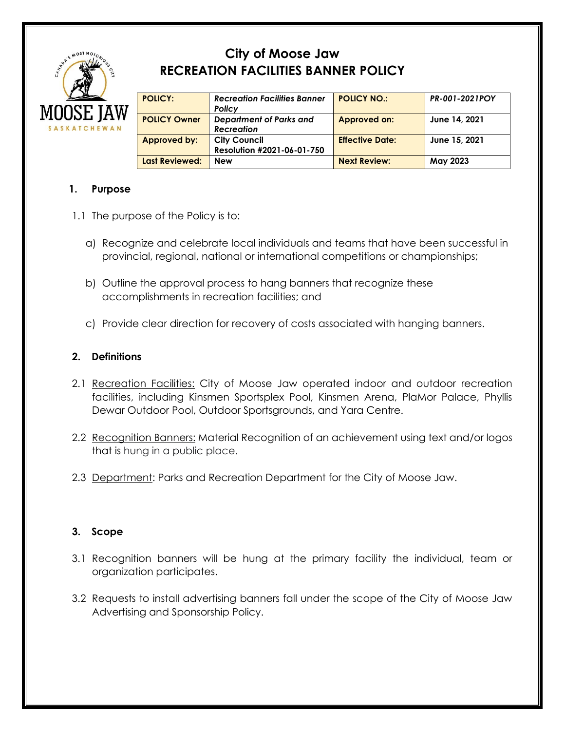# City of Moose Jaw
# RECREATION FACILITIES BANNER POLICY

| POLICY: | *Recreation Facilities Banner Policy* | POLICY NO.: | *PR-001-2021POY* |
|---|---|---|---|
| POLICY Owner | *Department of Parks and Recreation* | Approved on: | June 14, 2021 |
| Approved by: | City Council Resolution #2021-06-01-750 | Effective Date: | June 15, 2021 |
| Last Reviewed: | New | Next Review: | May 2023 |

## 1. Purpose

1.1 The purpose of the Policy is to:

a) Recognize and celebrate local individuals and teams that have been successful in provincial, regional, national or international competitions or championships;

b) Outline the approval process to hang banners that recognize these accomplishments in recreation facilities; and

c) Provide clear direction for recovery of costs associated with hanging banners.

## 2. Definitions

2.1 Recreation Facilities: City of Moose Jaw operated indoor and outdoor recreation facilities, including Kinsmen Sportsplex Pool, Kinsmen Arena, PlaMor Palace, Phyllis Dewar Outdoor Pool, Outdoor Sportsgrounds, and Yara Centre.

2.2 Recognition Banners: Material Recognition of an achievement using text and/or logos that is hung in a public place.

2.3 Department: Parks and Recreation Department for the City of Moose Jaw.

## 3. Scope

3.1 Recognition banners will be hung at the primary facility the individual, team or organization participates.

3.2 Requests to install advertising banners fall under the scope of the City of Moose Jaw Advertising and Sponsorship Policy.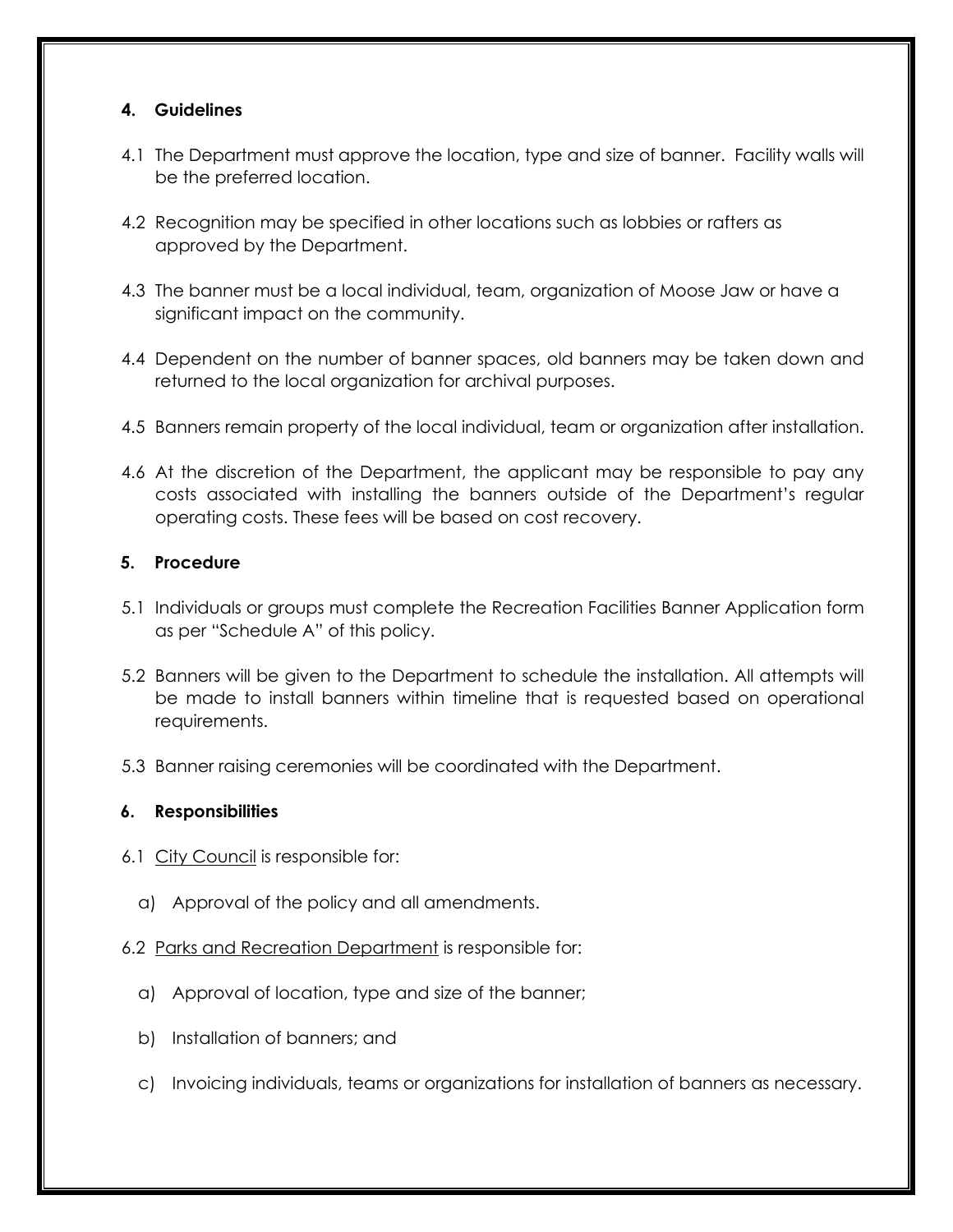## 4. Guidelines

4.1 The Department must approve the location, type and size of banner. Facility walls will be the preferred location.

4.2 Recognition may be specified in other locations such as lobbies or rafters as approved by the Department.

4.3 The banner must be a local individual, team, organization of Moose Jaw or have a significant impact on the community.

4.4 Dependent on the number of banner spaces, old banners may be taken down and returned to the local organization for archival purposes.

4.5 Banners remain property of the local individual, team or organization after installation.

4.6 At the discretion of the Department, the applicant may be responsible to pay any costs associated with installing the banners outside of the Department's regular operating costs. These fees will be based on cost recovery.

## 5. Procedure

5.1 Individuals or groups must complete the Recreation Facilities Banner Application form as per "Schedule A" of this policy.

5.2 Banners will be given to the Department to schedule the installation. All attempts will be made to install banners within timeline that is requested based on operational requirements.

5.3 Banner raising ceremonies will be coordinated with the Department.

## 6. Responsibilities

6.1 City Council is responsible for:

a) Approval of the policy and all amendments.

6.2 Parks and Recreation Department is responsible for:

a) Approval of location, type and size of the banner;

b) Installation of banners; and

c) Invoicing individuals, teams or organizations for installation of banners as necessary.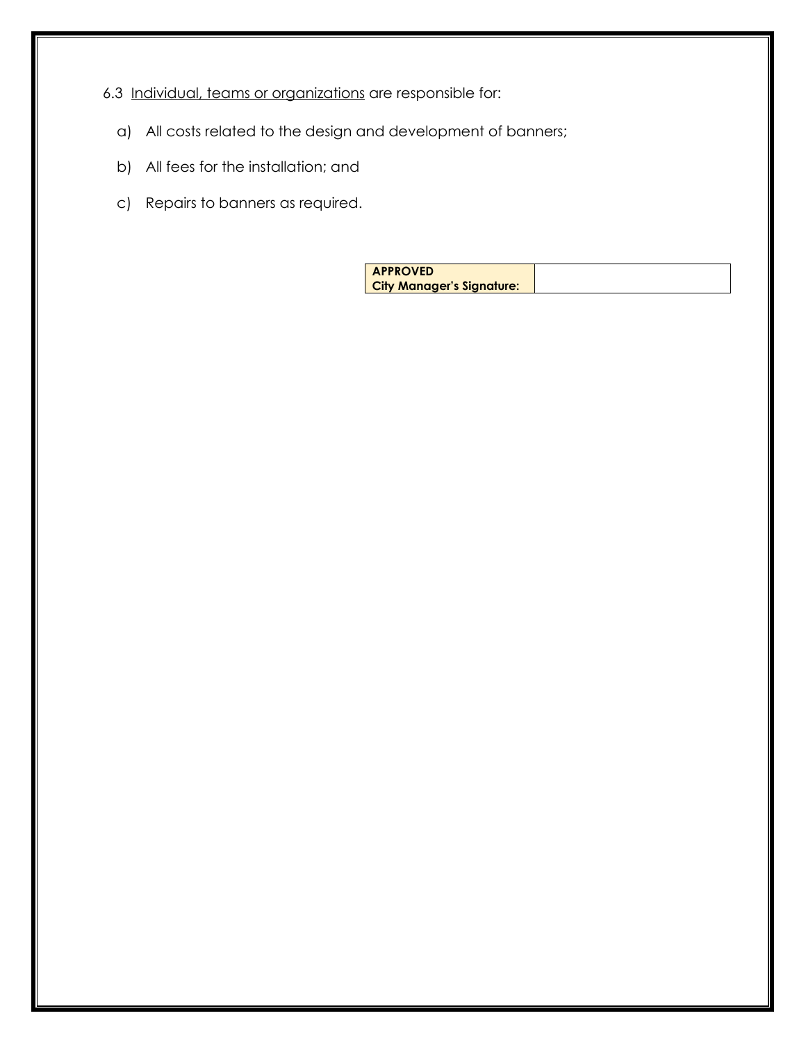6.3 <u>Individual, teams or organizations</u> are responsible for:

a) All costs related to the design and development of banners;

b) All fees for the installation; and

c) Repairs to banners as required.

| **APPROVED City Manager's Signature:** | |
|---|---|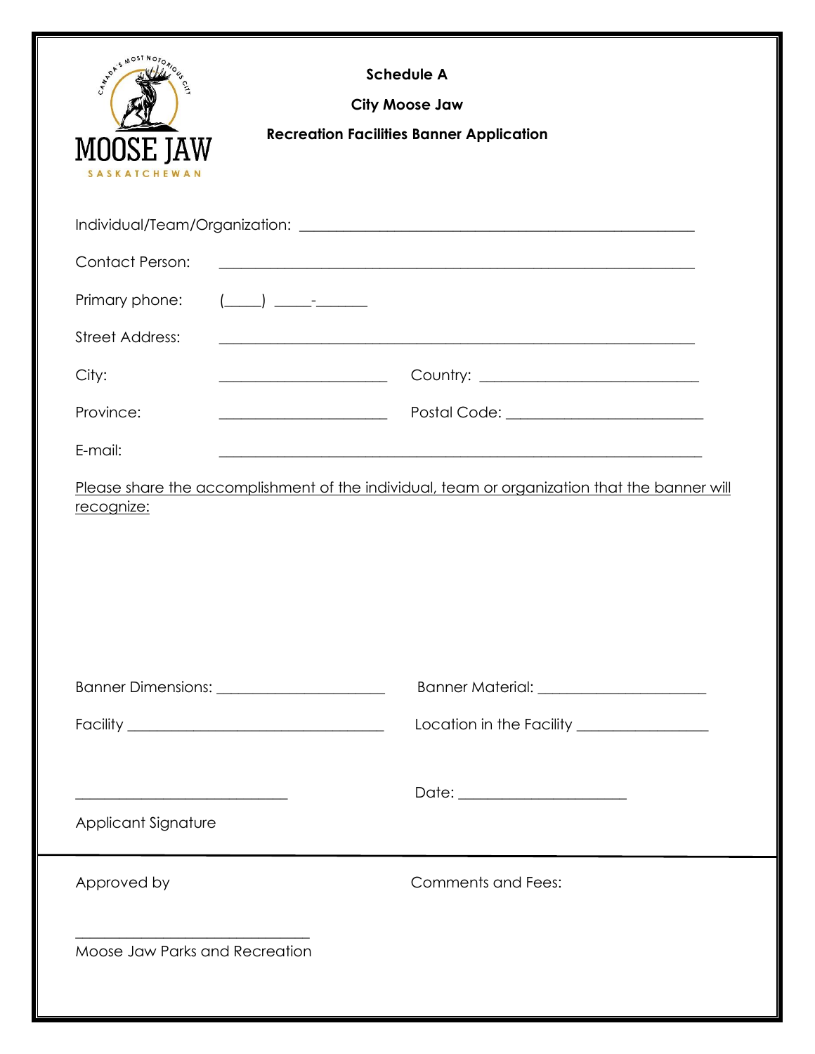**Schedule A**

**City Moose Jaw**

**Recreation Facilities Banner Application**

Individual/Team/Organization: ___________________________________________________

Contact Person: ___________________________________________________

Primary phone: (____) ____-______

Street Address: ___________________________________________________

City: ____________________ Country: ________________________

Province: ____________________ Postal Code: ______________________

E-mail: ___________________________________________________

Please share the accomplishment of the individual, team or organization that the banner will recognize:

Banner Dimensions: ____________________ Banner Material: ____________________

Facility ______________________________ Location in the Facility _______________

________________________ Date: ____________________

Applicant Signature

---

Approved by

Comments and Fees:

__________________________

Moose Jaw Parks and Recreation